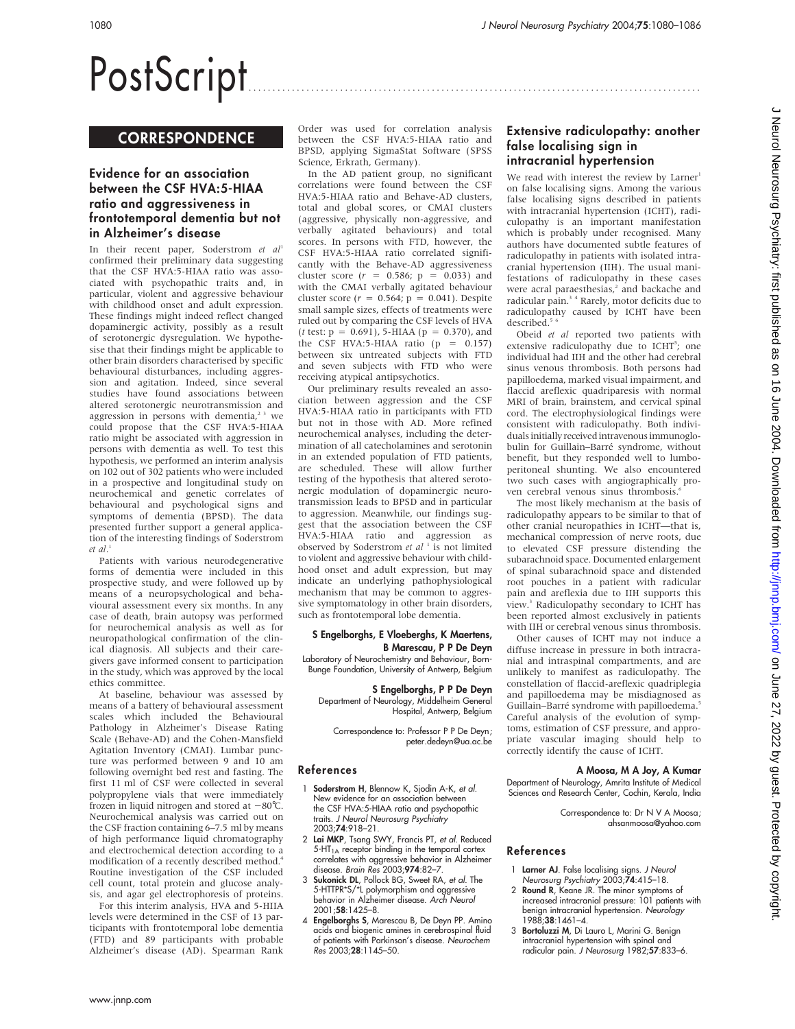# PostScript

## CORRESPONDENCE

### Evidence for an association between the CSF HVA:5-HIAA ratio and aggressiveness in frontotemporal dementia but not in Alzheimer's disease

In their recent paper, Soderstrom *et al*[1] confirmed their preliminary data suggesting that the CSF HVA:5-HIAA ratio was associated with psychopathic traits and, in particular, violent and aggressive behaviour with childhood onset and adult expression. These findings might indeed reflect changed dopaminergic activity, possibly as a result of serotonergic dysregulation. We hypothesise that their findings might be applicable to other brain disorders characterised by specific behavioural disturbances, including aggression and agitation. Indeed, since several studies have found associations between altered serotonergic neurotransmission and aggression in persons with dementia,[2 3] we could propose that the CSF HVA:5-HIAA ratio might be associated with aggression in persons with dementia as well. To test this hypothesis, we performed an interim analysis on 102 out of 302 patients who were included in a prospective and longitudinal study on neurochemical and genetic correlates of behavioural and psychological signs and symptoms of dementia (BPSD). The data presented further support a general application of the interesting findings of Soderstrom *et al*.[1]

Patients with various neurodegenerative forms of dementia were included in this prospective study, and were followed up by means of a neuropsychological and behavioural assessment every six months. In any case of death, brain autopsy was performed for neurochemical analysis as well as for neuropathological confirmation of the clinical diagnosis. All subjects and their caregivers gave informed consent to participation in the study, which was approved by the local ethics committee.

At baseline, behaviour was assessed by means of a battery of behavioural assessment scales which included the Behavioural Pathology in Alzheimer's Disease Rating Scale (Behave-AD) and the Cohen-Mansfield Agitation Inventory (CMAI). Lumbar puncture was performed between 9 and 10 am following overnight bed rest and fasting. The first 11 ml of CSF were collected in several polypropylene vials that were immediately frozen in liquid nitrogen and stored at −80°C. Neurochemical analysis was carried out on the CSF fraction containing 6–7.5 ml by means of high performance liquid chromatography and electrochemical detection according to a modification of a recently described method.[4] Routine investigation of the CSF included cell count, total protein and glucose analysis, and agar gel electrophoresis of proteins.

For this interim analysis, HVA and 5-HIAA levels were determined in the CSF of 13 participants with frontotemporal lobe dementia (FTD) and 89 participants with probable Alzheimer's disease (AD). Spearman Rank Order was used for correlation analysis between the CSF HVA:5-HIAA ratio and BPSD, applying SigmaStat Software (SPSS Science, Erkrath, Germany).

In the AD patient group, no significant correlations were found between the CSF HVA:5-HIAA ratio and Behave-AD clusters, total and global scores, or CMAI clusters (aggressive, physically non-aggressive, and verbally agitated behaviours) and total scores. In persons with FTD, however, the CSF HVA:5-HIAA ratio correlated significantly with the Behave-AD aggressiveness cluster score ($r = 0.586$; $p = 0.033$) and with the CMAI verbally agitated behaviour cluster score ($r = 0.564$; $p = 0.041$). Despite small sample sizes, effects of treatments were ruled out by comparing the CSF levels of HVA (*t* test: $p = 0.691$), 5-HIAA ($p = 0.370$), and the CSF HVA:5-HIAA ratio ($p = 0.157$) between six untreated subjects with FTD and seven subjects with FTD who were receiving atypical antipsychotics.

Our preliminary results revealed an association between aggression and the CSF HVA:5-HIAA ratio in participants with FTD but not in those with AD. More refined neurochemical analyses, including the determination of all catecholamines and serotonin in an extended population of FTD patients, are scheduled. These will allow further testing of the hypothesis that altered serotonergic modulation of dopaminergic neurotransmission leads to BPSD and in particular to aggression. Meanwhile, our findings suggest that the association between the CSF HVA:5-HIAA ratio and aggression as observed by Soderstrom *et al*[1] is not limited to violent and aggressive behaviour with childhood onset and adult expression, but may indicate an underlying pathophysiological mechanism that may be common to aggressive symptomatology in other brain disorders, such as frontotemporal lobe dementia.

**S Engelborghs, E Vloeberghs, K Maertens, B Marescau, P P De Deyn**
Laboratory of Neurochemistry and Behaviour, Born-Bunge Foundation, University of Antwerp, Belgium

**S Engelborghs, P P De Deyn**
Department of Neurology, Middelheim General Hospital, Antwerp, Belgium

Correspondence to: Professor P P De Deyn; peter.dedeyn@ua.ac.be

#### References

1. **Soderstrom H**, Blennow K, Sjodin A-K, *et al*. New evidence for an association between the CSF HVA:5-HIAA ratio and psychopathic traits. *J Neurol Neurosurg Psychiatry* 2003;**74**:918–21.
2. **Lai MKP**, Tsang SWY, Francis PT, *et al*. Reduced 5-HT$_{1A}$ receptor binding in the temporal cortex correlates with aggressive behavior in Alzheimer disease. *Brain Res* 2003;**974**:82–7.
3. **Sukonick DL**, Pollock BG, Sweet RA, *et al*. The 5-HTTPR*S/*L polymorphism and aggressive behavior in Alzheimer disease. *Arch Neurol* 2001;**58**:1425–8.
4. **Engelborghs S**, Marescau B, De Deyn PP. Amino acids and biogenic amines in cerebrospinal fluid of patients with Parkinson's disease. *Neurochem Res* 2003;**28**:1145–50.

### Extensive radiculopathy: another false localising sign in intracranial hypertension

We read with interest the review by Larner[1] on false localising signs. Among the various false localising signs described in patients with intracranial hypertension (ICHT), radiculopathy is an important manifestation which is probably under recognised. Many authors have documented subtle features of radiculopathy in patients with isolated intracranial hypertension (IIH). The usual manifestations of radiculopathy in these cases were acral paraesthesias,[2] and backache and radicular pain.[3 4] Rarely, motor deficits due to radiculopathy caused by ICHT have been described.[5 6]

Obeid *et al* reported two patients with extensive radiculopathy due to ICHT[5]; one individual had IIH and the other had cerebral sinus venous thrombosis. Both persons had papilloedema, marked visual impairment, and flaccid areflexic quadriparesis with normal MRI of brain, brainstem, and cervical spinal cord. The electrophysiological findings were consistent with radiculopathy. Both individuals initially received intravenous immunoglobulin for Guillain–Barré syndrome, without benefit, but they responded well to lumboperitoneal shunting. We also encountered two such cases with angiographically proven cerebral venous sinus thrombosis.[6]

The most likely mechanism at the basis of radiculopathy appears to be similar to that of other cranial neuropathies in ICHT—that is, mechanical compression of nerve roots, due to elevated CSF pressure distending the subarachnoid space. Documented enlargement of spinal subarachnoid space and distended root pouches in a patient with radicular pain and areflexia due to IIH supports this view.[3] Radiculopathy secondary to ICHT has been reported almost exclusively in patients with IIH or cerebral venous sinus thrombosis.

Other causes of ICHT may not induce a diffuse increase in pressure in both intracranial and intraspinal compartments, and are unlikely to manifest as radiculopathy. The constellation of flaccid-areflexic quadriplegia and papilloedema may be misdiagnosed as Guillain–Barré syndrome with papilloedema.[5] Careful analysis of the evolution of symptoms, estimation of CSF pressure, and appropriate vascular imaging should help to correctly identify the cause of ICHT.

**A Moosa, M A Joy, A Kumar**
Department of Neurology, Amrita Institute of Medical Sciences and Research Center, Cochin, Kerala, India

Correspondence to: Dr N V A Moosa; ahsanmoosa@yahoo.com

#### References

1. **Larner AJ**. False localising signs. *J Neurol Neurosurg Psychiatry* 2003;**74**:415–18.
2. **Round R**, Keane JR. The minor symptoms of increased intracranial pressure: 101 patients with benign intracranial hypertension. *Neurology* 1988;**38**:1461–4.
3. **Bortoluzzi M**, Di Lauro L, Marini G. Benign intracranial hypertension with spinal and radicular pain. *J Neurosurg* 1982;**57**:833–6.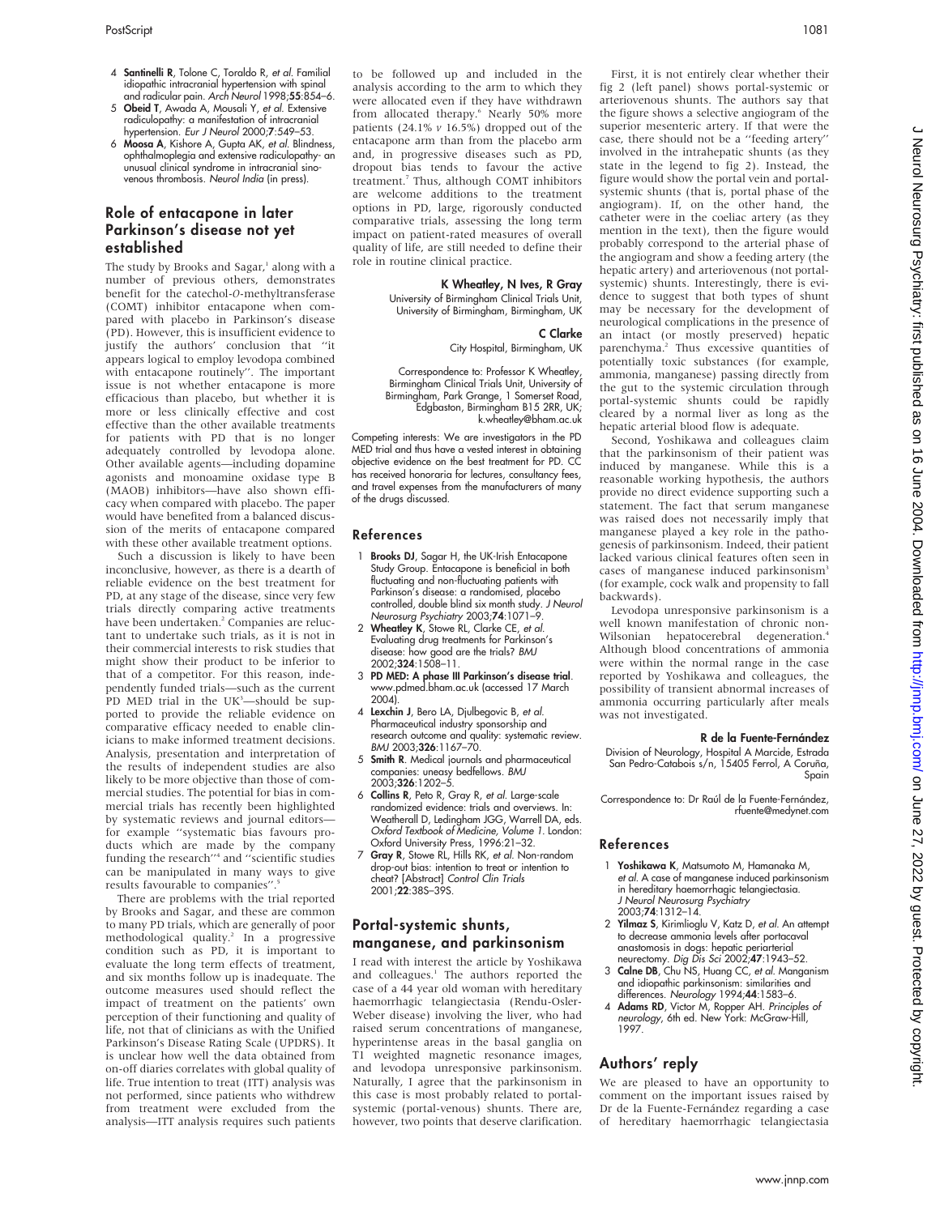4 **Santinelli R**, Tolone C, Toraldo R, *et al*. Familial idiopathic intracranial hypertension with spinal and radicular pain. *Arch Neurol* 1998;**55**:854–6.
5 **Obeid T**, Awada A, Mousali Y, *et al*. Extensive radiculopathy: a manifestation of intracranial hypertension. *Eur J Neurol* 2000;**7**:549–53.
6 **Moosa A**, Kishore A, Gupta AK, *et al*. Blindness, ophthalmoplegia and extensive radiculopathy- an unusual clinical syndrome in intracranial sinovenous thrombosis. *Neurol India* (in press).

## Role of entacapone in later Parkinson's disease not yet established

The study by Brooks and Sagar,[1] along with a number of previous others, demonstrates benefit for the catechol-*O*-methyltransferase (COMT) inhibitor entacapone when compared with placebo in Parkinson's disease (PD). However, this is insufficient evidence to justify the authors' conclusion that "it appears logical to employ levodopa combined with entacapone routinely". The important issue is not whether entacapone is more efficacious than placebo, but whether it is more or less clinically effective and cost effective than the other available treatments for patients with PD that is no longer adequately controlled by levodopa alone. Other available agents—including dopamine agonists and monoamine oxidase type B (MAOB) inhibitors—have also shown efficacy when compared with placebo. The paper would have benefited from a balanced discussion of the merits of entacapone compared with these other available treatment options.

Such a discussion is likely to have been inconclusive, however, as there is a dearth of reliable evidence on the best treatment for PD, at any stage of the disease, since very few trials directly comparing active treatments have been undertaken.[2] Companies are reluctant to undertake such trials, as it is not in their commercial interests to risk studies that might show their product to be inferior to that of a competitor. For this reason, independently funded trials—such as the current PD MED trial in the UK[3]—should be supported to provide the reliable evidence on comparative efficacy needed to enable clinicians to make informed treatment decisions. Analysis, presentation and interpretation of the results of independent studies are also likely to be more objective than those of commercial studies. The potential for bias in commercial trials has recently been highlighted by systematic reviews and journal editors—for example "systematic bias favours products which are made by the company funding the research"[4] and "scientific studies can be manipulated in many ways to give results favourable to companies".[5]

There are problems with the trial reported by Brooks and Sagar, and these are common to many PD trials, which are generally of poor methodological quality.[2] In a progressive condition such as PD, it is important to evaluate the long term effects of treatment, and six months follow up is inadequate. The outcome measures used should reflect the impact of treatment on the patients' own perception of their functioning and quality of life, not that of clinicians as with the Unified Parkinson's Disease Rating Scale (UPDRS). It is unclear how well the data obtained from on-off diaries correlates with global quality of life. True intention to treat (ITT) analysis was not performed, since patients who withdrew from treatment were excluded from the analysis—ITT analysis requires such patients to be followed up and included in the analysis according to the arm to which they were allocated even if they have withdrawn from allocated therapy.[6] Nearly 50% more patients (24.1% *v* 16.5%) dropped out of the entacapone arm than from the placebo arm and, in progressive diseases such as PD, dropout bias tends to favour the active treatment.[7] Thus, although COMT inhibitors are welcome additions to the treatment options in PD, large, rigorously conducted comparative trials, assessing the long term impact on patient-rated measures of overall quality of life, are still needed to define their role in routine clinical practice.

**K Wheatley, N Ives, R Gray**
University of Birmingham Clinical Trials Unit, University of Birmingham, Birmingham, UK

**C Clarke**
City Hospital, Birmingham, UK

Correspondence to: Professor K Wheatley, Birmingham Clinical Trials Unit, University of Birmingham, Park Grange, 1 Somerset Road, Edgbaston, Birmingham B15 2RR, UK; k.wheatley@bham.ac.uk

Competing interests: We are investigators in the PD MED trial and thus have a vested interest in obtaining objective evidence on the best treatment for PD. CC has received honoraria for lectures, consultancy fees, and travel expenses from the manufacturers of many of the drugs discussed.

### References

1 **Brooks DJ**, Sagar H, the UK-Irish Entacapone Study Group. Entacapone is beneficial in both fluctuating and non-fluctuating patients with Parkinson's disease: a randomised, placebo controlled, double blind six month study. *J Neurol Neurosurg Psychiatry* 2003;**74**:1071–9.
2 **Wheatley K**, Stowe RL, Clarke CE, *et al*. Evaluating drug treatments for Parkinson's disease: how good are the trials? *BMJ* 2002;**324**:1508–11.
3 **PD MED: A phase III Parkinson's disease trial**. www.pdmed.bham.ac.uk (accessed 17 March 2004).
4 **Lexchin J**, Bero LA, Djulbegovic B, *et al*. Pharmaceutical industry sponsorship and research outcome and quality: systematic review. *BMJ* 2003;**326**:1167–70.
5 **Smith R**. Medical journals and pharmaceutical companies: uneasy bedfellows. *BMJ* 2003;**326**:1202–5.
6 **Collins R**, Peto R, Gray R, *et al*. Large-scale randomized evidence: trials and overviews. In: Weatherall D, Ledingham JGG, Warrell DA, eds. *Oxford Textbook of Medicine, Volume 1*. London: Oxford University Press, 1996:21–32.
7 **Gray R**, Stowe RL, Hills RK, *et al*. Non-random drop-out bias: intention to treat or intention to cheat? [Abstract] *Control Clin Trials* 2001;**22**:38S–39S.

## Portal-systemic shunts, manganese, and parkinsonism

I read with interest the article by Yoshikawa and colleagues.[1] The authors reported the case of a 44 year old woman with hereditary haemorrhagic telangiectasia (Rendu-Osler-Weber disease) involving the liver, who had raised serum concentrations of manganese, hyperintense areas in the basal ganglia on T1 weighted magnetic resonance images, and levodopa unresponsive parkinsonism. Naturally, I agree that the parkinsonism in this case is most probably related to portal-systemic (portal-venous) shunts. There are, however, two points that deserve clarification.

First, it is not entirely clear whether their fig 2 (left panel) shows portal-systemic or arteriovenous shunts. The authors say that the figure shows a selective angiogram of the superior mesenteric artery. If that were the case, there should not be a "feeding artery" involved in the intrahepatic shunts (as they state in the legend to fig 2). Instead, the figure would show the portal vein and portal-systemic shunts (that is, portal phase of the angiogram). If, on the other hand, the catheter were in the coeliac artery (as they mention in the text), then the figure would probably correspond to the arterial phase of the angiogram and show a feeding artery (the hepatic artery) and arteriovenous (not portal-systemic) shunts. Interestingly, there is evidence to suggest that both types of shunt may be necessary for the development of neurological complications in the presence of an intact (or mostly preserved) hepatic parenchyma.[2] Thus excessive quantities of potentially toxic substances (for example, ammonia, manganese) passing directly from the gut to the systemic circulation through portal-systemic shunts could be rapidly cleared by a normal liver as long as the hepatic arterial blood flow is adequate.

Second, Yoshikawa and colleagues claim that the parkinsonism of their patient was induced by manganese. While this is a reasonable working hypothesis, the authors provide no direct evidence supporting such a statement. The fact that serum manganese was raised does not necessarily imply that manganese played a key role in the pathogenesis of parkinsonism. Indeed, their patient lacked various clinical features often seen in cases of manganese induced parkinsonism[3] (for example, cock walk and propensity to fall backwards).

Levodopa unresponsive parkinsonism is a well known manifestation of chronic non-Wilsonian hepatocerebral degeneration.[4] Although blood concentrations of ammonia were within the normal range in the case reported by Yoshikawa and colleagues, the possibility of transient abnormal increases of ammonia occurring particularly after meals was not investigated.

**R de la Fuente-Fernández**
Division of Neurology, Hospital A Marcide, Estrada San Pedro-Catabois s/n, 15405 Ferrol, A Coruña, Spain

Correspondence to: Dr Raúl de la Fuente-Fernández, rfuente@medynet.com

### References

1 **Yoshikawa K**, Matsumoto M, Hamanaka M, *et al*. A case of manganese induced parkinsonism in hereditary haemorrhagic telangiectasia. *J Neurol Neurosurg Psychiatry* 2003;**74**:1312–14.
2 **Yilmaz S**, Kirimlioglu V, Katz D, *et al*. An attempt to decrease ammonia levels after portacaval anastomosis in dogs: hepatic periarterial neurectomy. *Dig Dis Sci* 2002;**47**:1943–52.
3 **Calne DB**, Chu NS, Huang CC, *et al*. Manganism and idiopathic parkinsonism: similarities and differences. *Neurology* 1994;**44**:1583–6.
4 **Adams RD**, Victor M, Ropper AH. *Principles of neurology*, 6th ed. New York: McGraw-Hill, 1997.

## Authors' reply

We are pleased to have an opportunity to comment on the important issues raised by Dr de la Fuente-Fernández regarding a case of hereditary haemorrhagic telangiectasia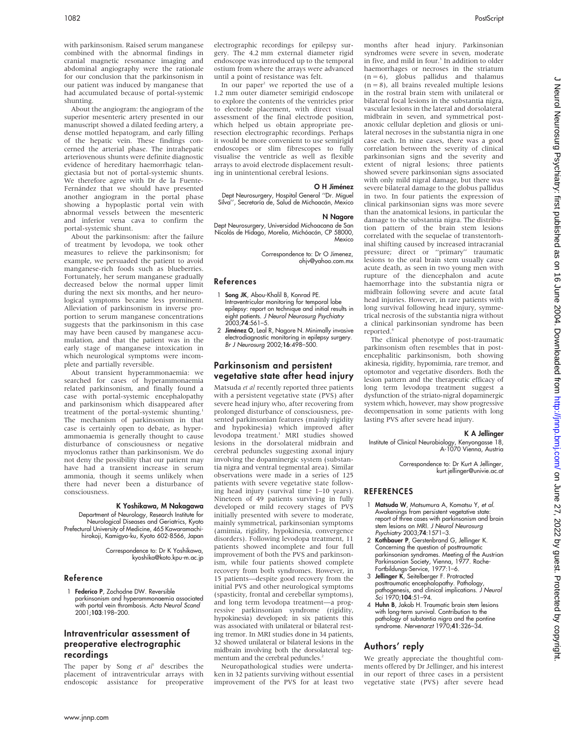with parkinsonism. Raised serum manganese combined with the abnormal findings in cranial magnetic resonance imaging and abdominal angiography were the rationale for our conclusion that the parkinsonism in our patient was induced by manganese that had accumulated because of portal-systemic shunting.

About the angiogram: the angiogram of the superior mesenteric artery presented in our manuscript showed a dilated feeding artery, a dense mottled hepatogram, and early filling of the hepatic vein. These findings concerned the arterial phase. The intrahepatic arteriovenous shunts were definite diagnostic evidence of hereditary haemorrhagic telangiectasia but not of portal-systemic shunts. We therefore agree with Dr de la Fuente-Fernández that we should have presented another angiogram in the portal phase showing a hypoplastic portal vein with abnormal vessels between the mesenteric and inferior vena cava to confirm the portal-systemic shunt.

About the parkinsonism: after the failure of treatment by levodopa, we took other measures to relieve the parkinsonism; for example, we persuaded the patient to avoid manganese-rich foods such as blueberries. Fortunately, her serum manganese gradually decreased below the normal upper limit during the next six months, and her neurological symptoms became less prominent. Alleviation of parkinsonism in inverse proportion to serum manganese concentrations suggests that the parkinsonism in this case may have been caused by manganese accumulation, and that the patient was in the early stage of manganese intoxication in which neurological symptoms were incomplete and partially reversible.

About transient hyperammonaemia: we searched for cases of hyperammonaemia related parkinsonism, and finally found a case with portal-systemic encephalopathy and parkinsonism which disappeared after treatment of the portal-systemic shunting.[1] The mechanism of parkinsonism in that case is certainly open to debate, as hyperammonaemia is generally thought to cause disturbance of consciousness or negative myoclonus rather than parkinsonism. We do not deny the possibility that our patient may have had a transient increase in serum ammonia, though it seems unlikely when there had never been a disturbance of consciousness.

**K Yoshikawa, M Nakagawa**

Department of Neurology, Research Institute for Neurological Diseases and Geriatrics, Kyoto Prefectural University of Medicine, 465 Kawaramachi-hirokoji, Kamigyo-ku, Kyoto 602-8566, Japan

Correspondence to: Dr K Yoshikawa, kyoshika@koto.kpu-m.ac.jp

### Reference

1 **Federico P**, Zochodne DW. Reversible parkinsonism and hyperammonaemia associated with portal vein thrombosis. *Acta Neurol Scand* 2001;**103**:198–200.

## Intraventricular assessment of preoperative electrographic recordings

The paper by Song *et al*[1] describes the placement of intraventricular arrays with endoscopic assistance for preoperative electrographic recordings for epilepsy surgery. The 4.2 mm external diameter rigid endoscope was introduced up to the temporal ostium from where the arrays were advanced until a point of resistance was felt.

In our paper[2] we reported the use of a 1.2 mm outer diameter semirigid endoscope to explore the contents of the ventricles prior to electrode placement, with direct visual assessment of the final electrode position, which helped us obtain appropriate pre-resection electrographic recordings. Perhaps it would be more convenient to use semirigid endoscopes or slim fibrescopes to fully visualise the ventricle as well as flexible arrays to avoid electrode displacement resulting in unintentional cerebral lesions.

**O H Jiménez**

Dept Neurosurgery, Hospital General ''Dr. Miguel Silva'', Secretaría de, Salud de Michoacán, Mexico

**N Nagore**

Dept Neurosurgery, Universidad Michoacana de San Nicolás de Hidago, Morelia, Michóacán, CP 58000, Mexico

Correspondence to: Dr O Jimenez, ohjv@yahoo.com.mx

### References

1 **Song JK**, Abou-Khalil B, Konrad PE. Intraventricular monitoring for temporal lobe epilepsy: report on technique and initial results in eight patients. *J Neurol Neurosurg Psychiatry* 2003;**74**:561–5.

2 **Jiménez O**, Leal R, Nagore N. Minimally invasive electrodiagnostic monitoring in epilepsy surgery. *Br J Neurosurg* 2002;**16**:498–500.

## Parkinsonism and persistent vegetative state after head injury

Matsuda *et al* recently reported three patients with a persistent vegetative state (PVS) after severe head injury who, after recovering from prolonged disturbance of consciousness, presented parkinsonian features (mainly rigidity and hypokinesia) which improved after levodopa treatment.[1] MRI studies showed lesions in the dorsolateral midbrain and cerebral peduncles suggesting axonal injury involving the dopaminergic system (substantia nigra and ventral tegmental area). Similar observations were made in a series of 125 patients with severe vegetative state following head injury (survival time 1–10 years). Nineteen of 49 patients surviving in fully developed or mild recovery stages of PVS initially presented with severe to moderate, mainly symmetrical, parkinsonian symptoms (amimia, rigidity, hypokinesia, convergence disorders). Following levodopa treatment, 11 patients showed incomplete and four full improvement of both the PVS and parkinsonism, while four patients showed complete recovery from both syndromes. However, in 15 patients—despite good recovery from the initial PVS and other neurological symptoms (spasticity, frontal and cerebellar symptoms), and long term levodopa treatment—a progressive parkinsonian syndrome (rigidity, hypokinesia) developed; in six patients this was associated with unilateral or bilateral resting tremor. In MRI studies done in 34 patients, 32 showed unilateral or bilateral lesions in the midbrain involving both the dorsolateral tegmentum and the cerebral peduncles.[2]

Neuropathological studies were undertaken in 32 patients surviving without essential improvement of the PVS for at least two months after head injury. Parkinsonian syndromes were severe in seven, moderate in five, and mild in four.[3] In addition to older haemorrhages or necroses in the striatum (n = 6), globus pallidus and thalamus (n = 8), all brains revealed multiple lesions in the rostral brain stem with unilateral or bilateral focal lesions in the substantia nigra, vascular lesions in the lateral and dorsolateral midbrain in seven, and symmetrical post-anoxic cellular depletion and gliosis or unilateral necroses in the substantia nigra in one case each. In nine cases, there was a good correlation between the severity of clinical parkinsonian signs and the severity and extent of nigral lesions; three patients showed severe parkinsonian signs associated with only mild nigral damage, but there was severe bilateral damage to the globus pallidus in two. In four patients the expression of clinical parkinsonian signs was more severe than the anatomical lesions, in particular the damage to the substantia nigra. The distribution pattern of the brain stem lesions correlated with the sequelae of transtentorhinal shifting caused by increased intracranial pressure; direct or ''primary'' traumatic lesions to the oral brain stem usually cause acute death, as seen in two young men with rupture of the diencephalon and acute haemorrhage into the substantia nigra or midbrain following severe and acute fatal head injuries. However, in rare patients with long survival following head injury, symmetrical necrosis of the substantia nigra without a clinical parkinsonian syndrome has been reported.[4]

The clinical phenotype of post-traumatic parkinsonism often resembles that in post-encephalitic parkinsonism, both showing akinesia, rigidity, hypomimia, rare tremor, and optomotor and vegetative disorders. Both the lesion pattern and the therapeutic efficacy of long term levodopa treatment suggest a dysfunction of the striato-nigral dopaminergic system which, however, may show progressive decompensation in some patients with long lasting PVS after severe head injury.

**K A Jellinger**

Institute of Clinical Neurobiology, Kenyongasse 18, A-1070 Vienna, Austria

Correspondence to: Dr Kurt A Jellinger, kurt.jellinger@univie.ac.at

### REFERENCES

1 **Matsuda W**, Matsumura A, Komatsu Y, *et al*. Awakenings from persistent vegetative state: report of three cases with parkinsonism and brain stem lesions on MRI. *J Neurol Neurosurg Psychiatry* 2003;**74**:1571–3.

2 **Kothbauer P**, Gerstenbrand G, Jellinger K. Concerning the question of posttraumatic parkinsonian syndromes. Meeting of the Austrian Parkinsonian Society, Vienna, 1977. Roche-Fortbildungs-Service, 1977:1–6.

3 **Jellinger K**, Seitelberger F. Protracted posttraumatic encephalopathy. Pathology, pathogenesis, and clinical implications. *J Neurol Sci* 1970;**104**:51–94.

4 **Huhn B**, Jakob H. Traumatic brain stem lesions with long-term survival. Contribution to the pathology of substantia nigra and the pontine syndrome. *Nervenarzt* 1970;**41**:326–34.

## Authors' reply

We greatly appreciate the thoughtful comments offered by Dr Jellinger, and his interest in our report of three cases in a persistent vegetative state (PVS) after severe head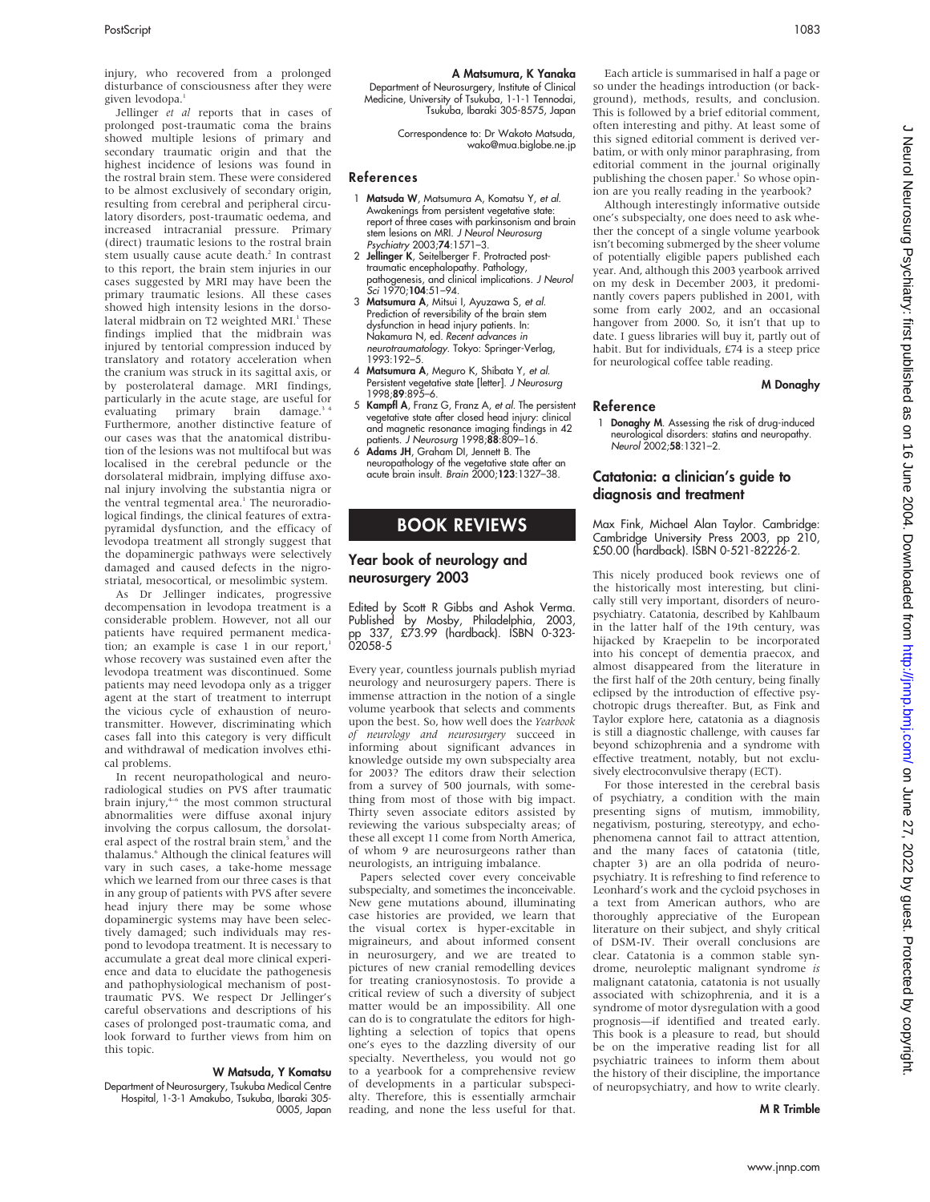injury, who recovered from a prolonged disturbance of consciousness after they were given levodopa.[1]

Jellinger *et al* reports that in cases of prolonged post-traumatic coma the brains showed multiple lesions of primary and secondary traumatic origin and that the highest incidence of lesions was found in the rostral brain stem. These were considered to be almost exclusively of secondary origin, resulting from cerebral and peripheral circulatory disorders, post-traumatic oedema, and increased intracranial pressure. Primary (direct) traumatic lesions to the rostral brain stem usually cause acute death.[2] In contrast to this report, the brain stem injuries in our cases suggested by MRI may have been the primary traumatic lesions. All these cases showed high intensity lesions in the dorsolateral midbrain on T2 weighted MRI.[1] These findings implied that the midbrain was injured by tentorial compression induced by translatory and rotatory acceleration when the cranium was struck in its sagittal axis, or by posterolateral damage. MRI findings, particularly in the acute stage, are useful for evaluating primary brain damage.[3 4] Furthermore, another distinctive feature of our cases was that the anatomical distribution of the lesions was not multifocal but was localised in the cerebral peduncle or the dorsolateral midbrain, implying diffuse axonal injury involving the substantia nigra or the ventral tegmental area.[1] The neuroradiological findings, the clinical features of extrapyramidal dysfunction, and the efficacy of levodopa treatment all strongly suggest that the dopaminergic pathways were selectively damaged and caused defects in the nigrostriatal, mesocortical, or mesolimbic system.

As Dr Jellinger indicates, progressive decompensation in levodopa treatment is a considerable problem. However, not all our patients have required permanent medication; an example is case 1 in our report,[1] whose recovery was sustained even after the levodopa treatment was discontinued. Some patients may need levodopa only as a trigger agent at the start of treatment to interrupt the vicious cycle of exhaustion of neurotransmitter. However, discriminating which cases fall into this category is very difficult and withdrawal of medication involves ethical problems.

In recent neuropathological and neuroradiological studies on PVS after traumatic brain injury,[4–6] the most common structural abnormalities were diffuse axonal injury involving the corpus callosum, the dorsolateral aspect of the rostral brain stem,[5] and the thalamus.[6] Although the clinical features will vary in such cases, a take-home message which we learned from our three cases is that in any group of patients with PVS after severe head injury there may be some whose dopaminergic systems may have been selectively damaged; such individuals may respond to levodopa treatment. It is necessary to accumulate a great deal more clinical experience and data to elucidate the pathogenesis and pathophysiological mechanism of post-traumatic PVS. We respect Dr Jellinger's careful observations and descriptions of his cases of prolonged post-traumatic coma, and look forward to further views from him on this topic.

**W Matsuda, Y Komatsu**

Department of Neurosurgery, Tsukuba Medical Centre Hospital, 1-3-1 Amakubo, Tsukuba, Ibaraki 305-0005, Japan

**A Matsumura, K Yanaka**

Department of Neurosurgery, Institute of Clinical Medicine, University of Tsukuba, 1-1-1 Tennodai, Tsukuba, Ibaraki 305-8575, Japan

Correspondence to: Dr Wakoto Matsuda, wako@mua.biglobe.ne.jp

## References

1. **Matsuda W**, Matsumura A, Komatsu Y, *et al*. Awakenings from persistent vegetative state: report of three cases with parkinsonism and brain stem lesions on MRI. *J Neurol Neurosurg Psychiatry* 2003;**74**:1571–3.
2. **Jellinger K**, Seitelberger F. Protracted post-traumatic encephalopathy. Pathology, pathogenesis, and clinical implications. *J Neurol Sci* 1970;**104**:51–94.
3. **Matsumura A**, Mitsui I, Ayuzawa S, *et al*. Prediction of reversibility of the brain stem dysfunction in head injury patients. In: Nakamura N, ed. *Recent advances in neurotraumatology*. Tokyo: Springer-Verlag, 1993:192–5.
4. **Matsumura A**, Meguro K, Shibata Y, *et al*. Persistent vegetative state [letter]. *J Neurosurg* 1998;**89**:895–6.
5. **Kampfl A**, Franz G, Franz A, *et al*. The persistent vegetative state after closed head injury: clinical and magnetic resonance imaging findings in 42 patients. *J Neurosurg* 1998;**88**:809–16.
6. **Adams JH**, Graham DI, Jennett B. The neuropathology of the vegetative state after an acute brain insult. *Brain* 2000;**123**:1327–38.

# BOOK REVIEWS

## Year book of neurology and neurosurgery 2003

Edited by Scott R Gibbs and Ashok Verma. Published by Mosby, Philadelphia, 2003, pp 337, £73.99 (hardback). ISBN 0-323-02058-5

Every year, countless journals publish myriad neurology and neurosurgery papers. There is immense attraction in the notion of a single volume yearbook that selects and comments upon the best. So, how well does the *Yearbook of neurology and neurosurgery* succeed in informing about significant advances in knowledge outside my own subspecialty area for 2003? The editors draw their selection from a survey of 500 journals, with something from most of those with big impact. Thirty seven associate editors assisted by reviewing the various subspecialty areas; of these all except 11 come from North America, of whom 9 are neurosurgeons rather than neurologists, an intriguing imbalance.

Papers selected cover every conceivable subspecialty, and sometimes the inconceivable. New gene mutations abound, illuminating case histories are provided, we learn that the visual cortex is hyper-excitable in migraineurs, and about informed consent in neurosurgery, and we are treated to pictures of new cranial remodelling devices for treating craniosynostosis. To provide a critical review of such a diversity of subject matter would be an impossibility. All one can do is to congratulate the editors for highlighting a selection of topics that opens one's eyes to the dazzling diversity of our specialty. Nevertheless, you would not go to a yearbook for a comprehensive review of developments in a particular subspecialty. Therefore, this is essentially armchair reading, and none the less useful for that.

Each article is summarised in half a page or so under the headings introduction (or background), methods, results, and conclusion. This is followed by a brief editorial comment, often interesting and pithy. At least some of this signed editorial comment is derived verbatim, or with only minor paraphrasing, from editorial comment in the journal originally publishing the chosen paper.[1] So whose opinion are you really reading in the yearbook?

Although interestingly informative outside one's subspecialty, one does need to ask whether the concept of a single volume yearbook isn't becoming submerged by the sheer volume of potentially eligible papers published each year. And, although this 2003 yearbook arrived on my desk in December 2003, it predominantly covers papers published in 2001, with some from early 2002, and an occasional hangover from 2000. So, it isn't that up to date. I guess libraries will buy it, partly out of habit. But for individuals, £74 is a steep price for neurological coffee table reading.

**M Donaghy**

## Reference

1. **Donaghy M**. Assessing the risk of drug-induced neurological disorders: statins and neuropathy. *Neurol* 2002;**58**:1321–2.

## Catatonia: a clinician's guide to diagnosis and treatment

Max Fink, Michael Alan Taylor. Cambridge: Cambridge University Press 2003, pp 210, £50.00 (hardback). ISBN 0-521-82226-2.

This nicely produced book reviews one of the historically most interesting, but clinically still very important, disorders of neuropsychiatry. Catatonia, described by Kahlbaum in the latter half of the 19th century, was hijacked by Kraepelin to be incorporated into his concept of dementia praecox, and almost disappeared from the literature in the first half of the 20th century, being finally eclipsed by the introduction of effective psychotropic drugs thereafter. But, as Fink and Taylor explore here, catatonia as a diagnosis is still a diagnostic challenge, with causes far beyond schizophrenia and a syndrome with effective treatment, notably, but not exclusively electroconvulsive therapy (ECT).

For those interested in the cerebral basis of psychiatry, a condition with the main presenting signs of mutism, immobility, negativism, posturing, stereotypy, and echophenomena cannot fail to attract attention, and the many faces of catatonia (title, chapter 3) are an olla podrida of neuropsychiatry. It is refreshing to find reference to Leonhard's work and the cycloid psychoses in a text from American authors, who are thoroughly appreciative of the European literature on their subject, and shyly critical of DSM-IV. Their overall conclusions are clear. Catatonia is a common stable syndrome, neuroleptic malignant syndrome *is* malignant catatonia, catatonia is not usually associated with schizophrenia, and it is a syndrome of motor dysregulation with a good prognosis—if identified and treated early. This book is a pleasure to read, but should be on the imperative reading list for all psychiatric trainees to inform them about the history of their discipline, the importance of neuropsychiatry, and how to write clearly.

**M R Trimble**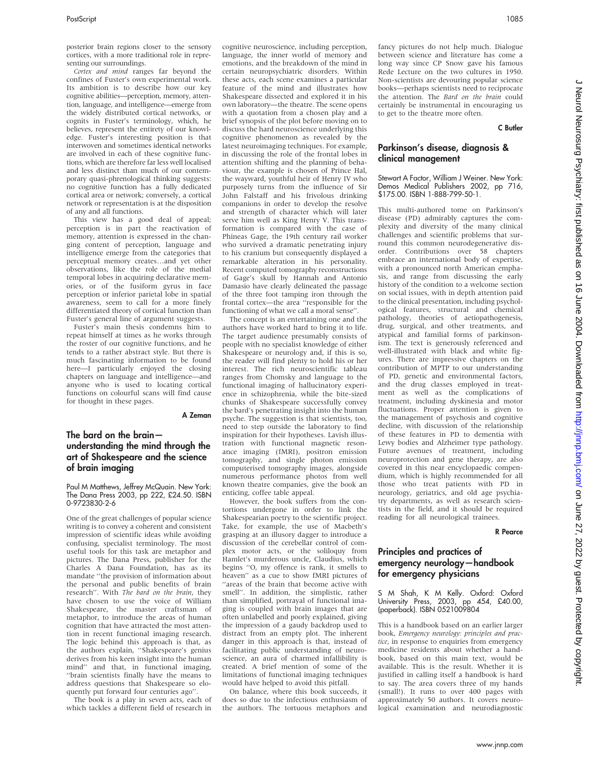posterior brain regions closer to the sensory cortices, with a more traditional role in representing our surroundings.

*Cortex and mind* ranges far beyond the confines of Fuster's own experimental work. Its ambition is to describe how our key cognitive abilities—perception, memory, attention, language, and intelligence—emerge from the widely distributed cortical networks, or cognits in Fuster's terminology, which, he believes, represent the entirety of our knowledge. Fuster's interesting position is that interwoven and sometimes identical networks are involved in each of these cognitive functions, which are therefore far less well localised and less distinct than much of our contemporary quasi-phrenological thinking suggests: no cognitive function has a fully dedicated cortical area or network; conversely, a cortical network or representation is at the disposition of any and all functions.

This view has a good deal of appeal; perception is in part the reactivation of memory, attention is expressed in the changing content of perception, language and intelligence emerge from the categories that perceptual memory creates…and yet other observations, like the role of the medial temporal lobes in acquiring declarative memories, or of the fusiform gyrus in face perception or inferior parietal lobe in spatial awareness, seem to call for a more finely differentiated theory of cortical function than Fuster's general line of argument suggests.

Fuster's main thesis condemns him to repeat himself at times as he works through the roster of our cognitive functions, and he tends to a rather abstract style. But there is much fascinating information to be found here—I particularly enjoyed the closing chapters on language and intelligence—and anyone who is used to locating cortical functions on colourful scans will find cause for thought in these pages.

**A Zeman**

## The bard on the brain—understanding the mind through the art of Shakespeare and the science of brain imaging

Paul M Matthews, Jeffrey McQuain. New York: The Dana Press 2003, pp 222, £24.50. ISBN 0-9723830-2-6

One of the great challenges of popular science writing is to convey a coherent and consistent impression of scientific ideas while avoiding confusing, specialist terminology. The most useful tools for this task are metaphor and pictures. The Dana Press, publisher for the Charles A Dana Foundation, has as its mandate "the provision of information about the personal and public benefits of brain research". With *The bard on the brain*, they have chosen to use the voice of William Shakespeare, the master craftsman of metaphor, to introduce the areas of human cognition that have attracted the most attention in recent functional imaging research. The logic behind this approach is that, as the authors explain, "Shakespeare's genius derives from his keen insight into the human mind" and that, in functional imaging, "brain scientists finally have the means to address questions that Shakespeare so eloquently put forward four centuries ago".

The book is a play in seven acts, each of which tackles a different field of research in cognitive neuroscience, including perception, language, the inner world of memory and emotions, and the breakdown of the mind in certain neuropsychiatric disorders. Within these acts, each scene examines a particular feature of the mind and illustrates how Shakespeare dissected and explored it in his own laboratory—the theatre. The scene opens with a quotation from a chosen play and a brief synopsis of the plot before moving on to discuss the hard neuroscience underlying this cognitive phenomenon as revealed by the latest neuroimaging techniques. For example, in discussing the role of the frontal lobes in attention shifting and the planning of behaviour, the example is chosen of Prince Hal, the wayward, youthful heir of Henry IV who purposely turns from the influence of Sir John Falstaff and his frivolous drinking companions in order to develop the resolve and strength of character which will later serve him well as King Henry V. This transformation is compared with the case of Phineas Gage, the 19th century rail worker who survived a dramatic penetrating injury to his cranium but consequently displayed a remarkable alteration in his personality. Recent computed tomography reconstructions of Gage's skull by Hannah and Antonio Damasio have clearly delineated the passage of the three foot tamping iron through the frontal cortex—the area "responsible for the functioning of what we call a moral sense".

The concept is an entertaining one and the authors have worked hard to bring it to life. The target audience presumably consists of people with no specialist knowledge of either Shakespeare or neurology and, if this is so, the reader will find plenty to hold his or her interest. The rich neuroscientific tableau ranges from Chomsky and language to the functional imaging of hallucinatory experience in schizophrenia, while the bite-sized chunks of Shakespeare successfully convey the bard's penetrating insight into the human psyche. The suggestion is that scientists, too, need to step outside the laboratory to find inspiration for their hypotheses. Lavish illustration with functional magnetic resonance imaging (fMRI), positron emission tomography, and single photon emission computerised tomography images, alongside numerous performance photos from well known theatre companies, give the book an enticing, coffee table appeal.

However, the book suffers from the contortions undergone in order to link the Shakespearian poetry to the scientific project. Take, for example, the use of Macbeth's grasping at an illusory dagger to introduce a discussion of the cerebellar control of complex motor acts, or the soliloquy from Hamlet's murderous uncle, Claudius, which begins "O, my offence is rank, it smells to heaven" as a cue to show fMRI pictures of "areas of the brain that become active with smell". In addition, the simplistic, rather than simplified, portrayal of functional imaging is coupled with brain images that are often unlabelled and poorly explained, giving the impression of a gaudy backdrop used to distract from an empty plot. The inherent danger in this approach is that, instead of facilitating public understanding of neuroscience, an aura of charmed infallibility is created. A brief mention of some of the limitations of functional imaging techniques would have helped to avoid this pitfall.

On balance, where this book succeeds, it does so due to the infectious enthusiasm of the authors. The tortuous metaphors and fancy pictures do not help much. Dialogue between science and literature has come a long way since CP Snow gave his famous Rede Lecture on the two cultures in 1950. Non-scientists are devouring popular science books—perhaps scientists need to reciprocate the attention. The *Bard on the brain* could certainly be instrumental in encouraging us to get to the theatre more often.

**C Butler**

## Parkinson's disease, diagnosis & clinical management

Stewart A Factor, William J Weiner. New York: Demos Medical Publishers 2002, pp 716, $175.00. ISBN 1-888-799-50-1.

This multi-authored tome on Parkinson's disease (PD) admirably captures the complexity and diversity of the many clinical challenges and scientific problems that surround this common neurodegenerative disorder. Contributions over 58 chapters embrace an international body of expertise, with a pronounced north American emphasis, and range from discussing the early history of the condition to a welcome section on social issues, with in depth attention paid to the clinical presentation, including psychological features, structural and chemical pathology, theories of aetiopathogenesis, drug, surgical, and other treatments, and atypical and familial forms of parkinsonism. The text is generously referenced and well-illustrated with black and white figures. There are impressive chapters on the contribution of MPTP to our understanding of PD, genetic and environmental factors, and the drug classes employed in treatment as well as the complications of treatment, including dyskinesia and motor fluctuations. Proper attention is given to the management of psychosis and cognitive decline, with discussion of the relationship of these features in PD to dementia with Lewy bodies and Alzheimer type pathology. Future avenues of treatment, including neuroprotection and gene therapy, are also covered in this near encyclopaedic compendium, which is highly recommended for all those who treat patients with PD in neurology, geriatrics, and old age psychiatry departments, as well as research scientists in the field, and it should be required reading for all neurological trainees.

**R Pearce**

## Principles and practices of emergency neurology—handbook for emergency physicians

S M Shah, K M Kelly. Oxford: Oxford University Press, 2003, pp 454, £40.00, (paperback). ISBN 0521009804

This is a handbook based on an earlier larger book, *Emergency neurology: principles and practice*, in response to enquiries from emergency medicine residents about whether a handbook, based on this main text, would be available. This is the result. Whether it is justified in calling itself a handbook is hard to say. The area covers three of my hands (small!). It runs to over 400 pages with approximately 50 authors. It covers neurological examination and neurodiagnostic